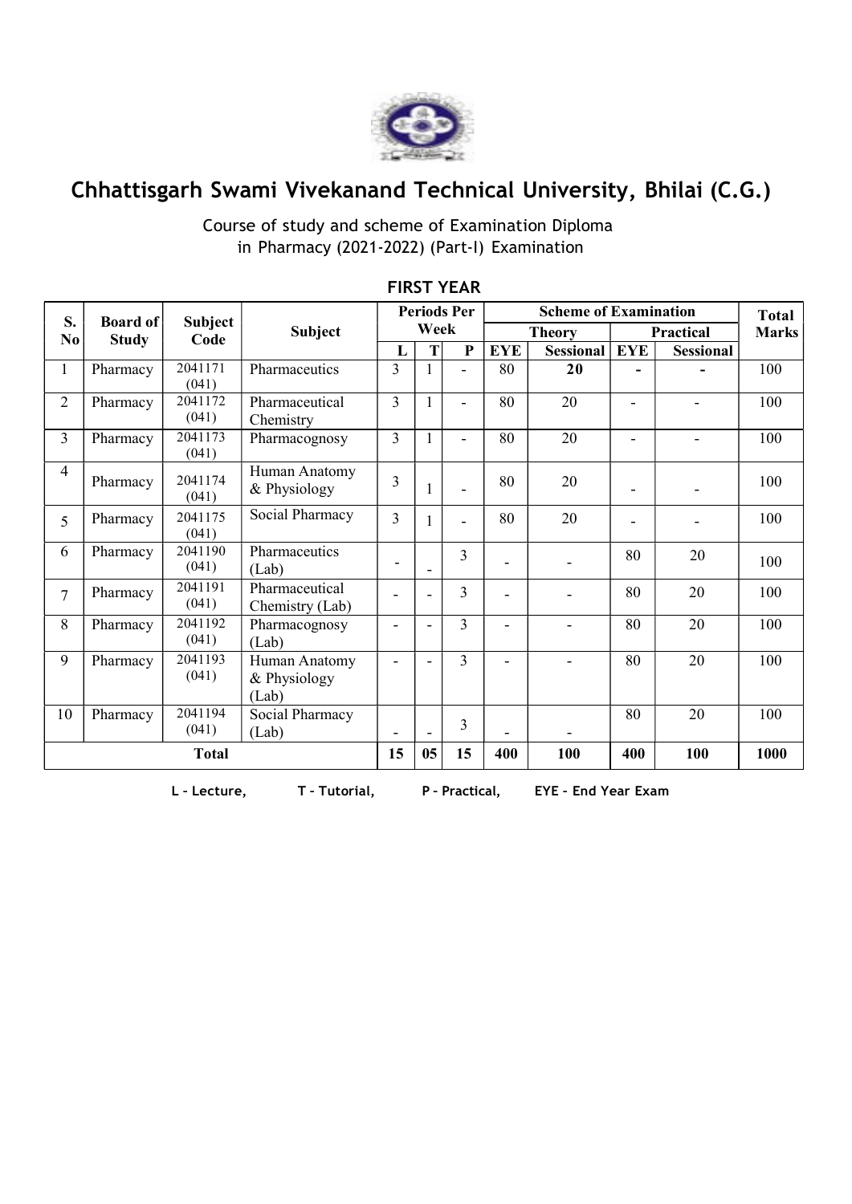# Chhattisgarh Swami Vivekanand Technical University, Bhilai (C.G.)

Course of study and scheme of Examination Diploma in Pharmacy (2021-2022) (Part-I) Examination

## FIRST YEAR

| S. No | Board of Study | Subject Code | Subject | Periods Per Week | | | Scheme of Examination | | | | Total Marks |
|---|---|---|---|---|---|---|---|---|---|---|---|
| | | | | | | | Theory | | Practical | | |
| | | | | L | T | P | EYE | Sessional | EYE | Sessional | |
| 1 | Pharmacy | 2041171 (041) | Pharmaceutics | 3 | 1 | - | 80 | **20** | - | - | 100 |
| 2 | Pharmacy | 2041172 (041) | Pharmaceutical Chemistry | 3 | 1 | - | 80 | 20 | - | - | 100 |
| 3 | Pharmacy | 2041173 (041) | Pharmacognosy | 3 | 1 | - | 80 | 20 | - | - | 100 |
| 4 | Pharmacy | 2041174 (041) | Human Anatomy & Physiology | 3 | 1 | - | 80 | 20 | - | - | 100 |
| 5 | Pharmacy | 2041175 (041) | Social Pharmacy | 3 | 1 | - | 80 | 20 | - | - | 100 |
| 6 | Pharmacy | 2041190 (041) | Pharmaceutics (Lab) | - | - | 3 | - | - | 80 | 20 | 100 |
| 7 | Pharmacy | 2041191 (041) | Pharmaceutical Chemistry (Lab) | - | - | 3 | - | - | 80 | 20 | 100 |
| 8 | Pharmacy | 2041192 (041) | Pharmacognosy (Lab) | - | - | 3 | - | - | 80 | 20 | 100 |
| 9 | Pharmacy | 2041193 (041) | Human Anatomy & Physiology (Lab) | - | - | 3 | - | - | 80 | 20 | 100 |
| 10 | Pharmacy | 2041194 (041) | Social Pharmacy (Lab) | - | - | 3 | - | - | 80 | 20 | 100 |
| **Total** | | | | **15** | **05** | **15** | **400** | **100** | **400** | **100** | **1000** |

**L – Lecture, T – Tutorial, P – Practical, EYE – End Year Exam**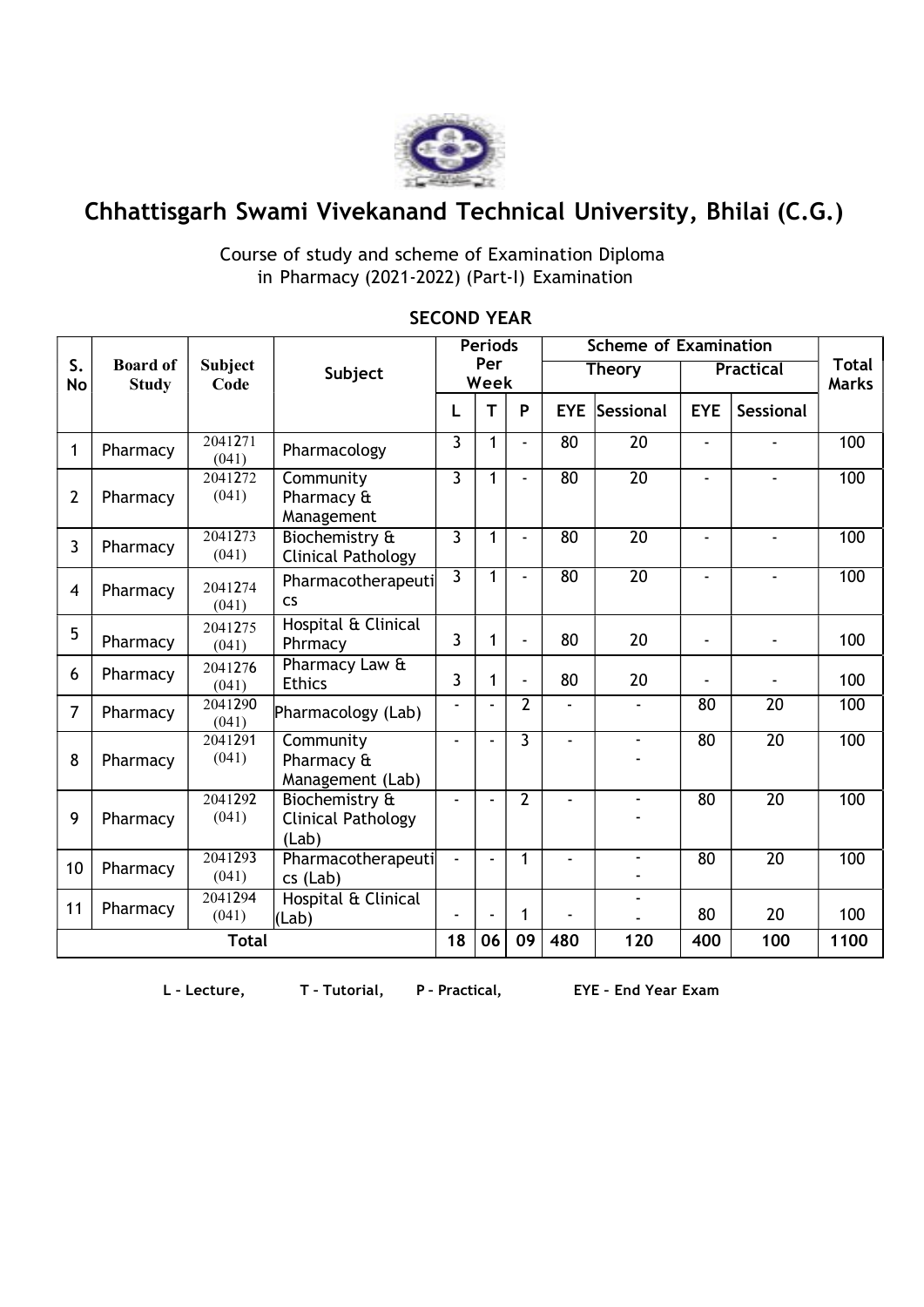# Chhattisgarh Swami Vivekanand Technical University, Bhilai (C.G.)

Course of study and scheme of Examination Diploma in Pharmacy (2021-2022) (Part-I) Examination

## SECOND YEAR

| S. No | Board of Study | Subject Code | Subject | Periods Per Week | | | Scheme of Examination | | | | Total Marks |
|---|---|---|---|---|---|---|---|---|---|---|---|
| | | | | | | | Theory | | Practical | | |
| | | | | L | T | P | EYE | Sessional | EYE | Sessional | |
| 1 | Pharmacy | 2041271 (041) | Pharmacology | 3 | 1 | - | 80 | 20 | - | - | 100 |
| 2 | Pharmacy | 2041272 (041) | Community Pharmacy & Management | 3 | 1 | - | 80 | 20 | - | - | 100 |
| 3 | Pharmacy | 2041273 (041) | Biochemistry & Clinical Pathology | 3 | 1 | - | 80 | 20 | - | - | 100 |
| 4 | Pharmacy | 2041274 (041) | Pharmacotherapeutics | 3 | 1 | - | 80 | 20 | - | - | 100 |
| 5 | Pharmacy | 2041275 (041) | Hospital & Clinical Phrmacy | 3 | 1 | - | 80 | 20 | - | - | 100 |
| 6 | Pharmacy | 2041276 (041) | Pharmacy Law & Ethics | 3 | 1 | - | 80 | 20 | - | - | 100 |
| 7 | Pharmacy | 2041290 (041) | Pharmacology (Lab) | - | - | 2 | - | - | 80 | 20 | 100 |
| 8 | Pharmacy | 2041291 (041) | Community Pharmacy & Management (Lab) | - | - | 3 | - | - - | 80 | 20 | 100 |
| 9 | Pharmacy | 2041292 (041) | Biochemistry & Clinical Pathology (Lab) | - | - | 2 | - | - - | 80 | 20 | 100 |
| 10 | Pharmacy | 2041293 (041) | Pharmacotherapeutics (Lab) | - | - | 1 | - | - - | 80 | 20 | 100 |
| 11 | Pharmacy | 2041294 (041) | Hospital & Clinical (Lab) | - | - | 1 | - | - - | 80 | 20 | 100 |
| | | | **Total** | **18** | **06** | **09** | **480** | **120** | **400** | **100** | **1100** |

**L – Lecture, T – Tutorial, P – Practical, EYE – End Year Exam**